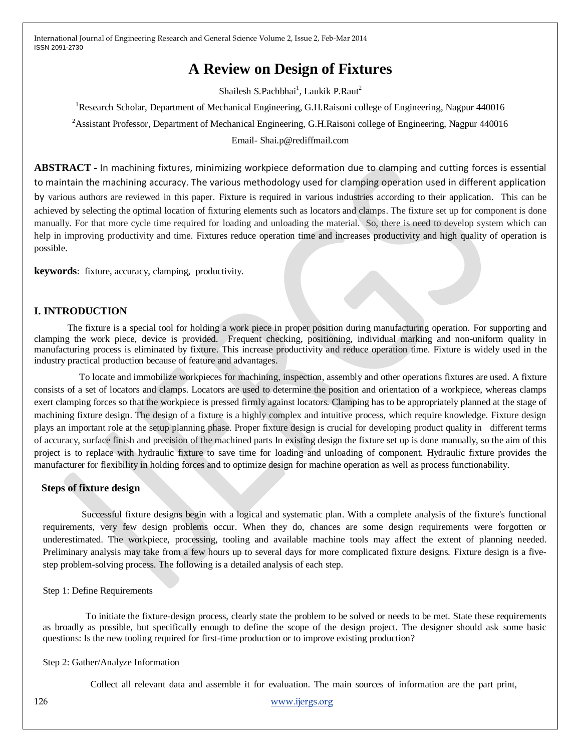# A Review on Design of Fixtures

Shailesh S.Pachbhai[1], Laukik P.Raut[2]

[1]Research Scholar, Department of Mechanical Engineering, G.H.Raisoni college of Engineering, Nagpur 440016

[2]Assistant Professor, Department of Mechanical Engineering, G.H.Raisoni college of Engineering, Nagpur 440016

Email- Shai.p@rediffmail.com

**ABSTRACT -** In machining fixtures, minimizing workpiece deformation due to clamping and cutting forces is essential to maintain the machining accuracy. The various methodology used for clamping operation used in different application by various authors are reviewed in this paper. Fixture is required in various industries according to their application. This can be achieved by selecting the optimal location of fixturing elements such as locators and clamps. The fixture set up for component is done manually. For that more cycle time required for loading and unloading the material. So, there is need to develop system which can help in improving productivity and time. Fixtures reduce operation time and increases productivity and high quality of operation is possible.

**keywords**: fixture, accuracy, clamping, productivity.

## I. INTRODUCTION

The fixture is a special tool for holding a work piece in proper position during manufacturing operation. For supporting and clamping the work piece, device is provided. Frequent checking, positioning, individual marking and non-uniform quality in manufacturing process is eliminated by fixture. This increase productivity and reduce operation time. Fixture is widely used in the industry practical production because of feature and advantages.

To locate and immobilize workpieces for machining, inspection, assembly and other operations fixtures are used. A fixture consists of a set of locators and clamps. Locators are used to determine the position and orientation of a workpiece, whereas clamps exert clamping forces so that the workpiece is pressed firmly against locators. Clamping has to be appropriately planned at the stage of machining fixture design. The design of a fixture is a highly complex and intuitive process, which require knowledge. Fixture design plays an important role at the setup planning phase. Proper fixture design is crucial for developing product quality in different terms of accuracy, surface finish and precision of the machined parts In existing design the fixture set up is done manually, so the aim of this project is to replace with hydraulic fixture to save time for loading and unloading of component. Hydraulic fixture provides the manufacturer for flexibility in holding forces and to optimize design for machine operation as well as process functionability.

### Steps of fixture design

Successful fixture designs begin with a logical and systematic plan. With a complete analysis of the fixture's functional requirements, very few design problems occur. When they do, chances are some design requirements were forgotten or underestimated. The workpiece, processing, tooling and available machine tools may affect the extent of planning needed. Preliminary analysis may take from a few hours up to several days for more complicated fixture designs. Fixture design is a five-step problem-solving process. The following is a detailed analysis of each step.

Step 1: Define Requirements

To initiate the fixture-design process, clearly state the problem to be solved or needs to be met. State these requirements as broadly as possible, but specifically enough to define the scope of the design project. The designer should ask some basic questions: Is the new tooling required for first-time production or to improve existing production?

Step 2: Gather/Analyze Information

Collect all relevant data and assemble it for evaluation. The main sources of information are the part print,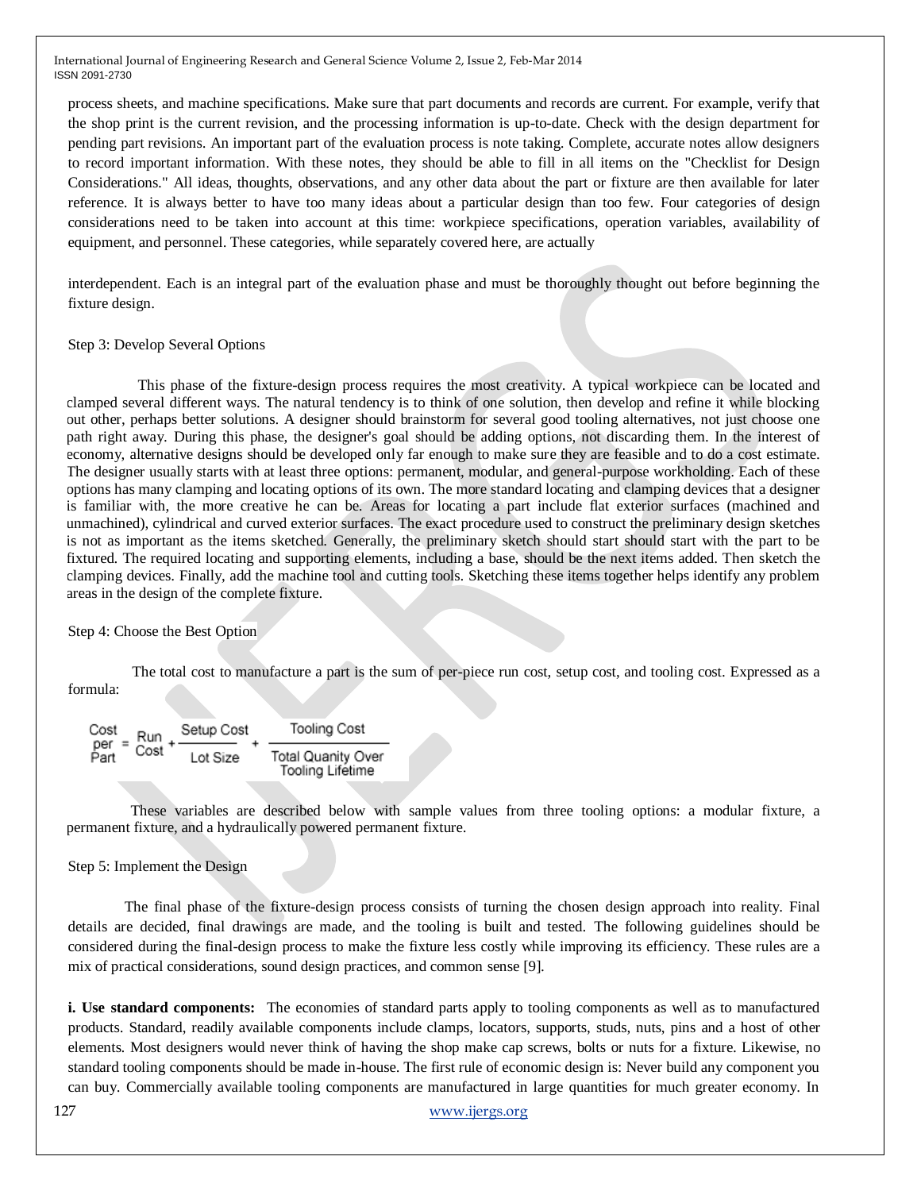process sheets, and machine specifications. Make sure that part documents and records are current. For example, verify that the shop print is the current revision, and the processing information is up-to-date. Check with the design department for pending part revisions. An important part of the evaluation process is note taking. Complete, accurate notes allow designers to record important information. With these notes, they should be able to fill in all items on the "Checklist for Design Considerations." All ideas, thoughts, observations, and any other data about the part or fixture are then available for later reference. It is always better to have too many ideas about a particular design than too few. Four categories of design considerations need to be taken into account at this time: workpiece specifications, operation variables, availability of equipment, and personnel. These categories, while separately covered here, are actually

interdependent. Each is an integral part of the evaluation phase and must be thoroughly thought out before beginning the fixture design.

Step 3: Develop Several Options

This phase of the fixture-design process requires the most creativity. A typical workpiece can be located and clamped several different ways. The natural tendency is to think of one solution, then develop and refine it while blocking out other, perhaps better solutions. A designer should brainstorm for several good tooling alternatives, not just choose one path right away. During this phase, the designer's goal should be adding options, not discarding them. In the interest of economy, alternative designs should be developed only far enough to make sure they are feasible and to do a cost estimate. The designer usually starts with at least three options: permanent, modular, and general-purpose workholding. Each of these options has many clamping and locating options of its own. The more standard locating and clamping devices that a designer is familiar with, the more creative he can be. Areas for locating a part include flat exterior surfaces (machined and unmachined), cylindrical and curved exterior surfaces. The exact procedure used to construct the preliminary design sketches is not as important as the items sketched. Generally, the preliminary sketch should start should start with the part to be fixtured. The required locating and supporting elements, including a base, should be the next items added. Then sketch the clamping devices. Finally, add the machine tool and cutting tools. Sketching these items together helps identify any problem areas in the design of the complete fixture.

Step 4: Choose the Best Option

The total cost to manufacture a part is the sum of per-piece run cost, setup cost, and tooling cost. Expressed as a formula:

$$\text{Cost per Part} = \text{Run Cost} + \frac{\text{Setup Cost}}{\text{Lot Size}} + \frac{\text{Tooling Cost}}{\text{Total Quanity Over Tooling Lifetime}}$$

These variables are described below with sample values from three tooling options: a modular fixture, a permanent fixture, and a hydraulically powered permanent fixture.

Step 5: Implement the Design

The final phase of the fixture-design process consists of turning the chosen design approach into reality. Final details are decided, final drawings are made, and the tooling is built and tested. The following guidelines should be considered during the final-design process to make the fixture less costly while improving its efficiency. These rules are a mix of practical considerations, sound design practices, and common sense [9].

**i. Use standard components:** The economies of standard parts apply to tooling components as well as to manufactured products. Standard, readily available components include clamps, locators, supports, studs, nuts, pins and a host of other elements. Most designers would never think of having the shop make cap screws, bolts or nuts for a fixture. Likewise, no standard tooling components should be made in-house. The first rule of economic design is: Never build any component you can buy. Commercially available tooling components are manufactured in large quantities for much greater economy. In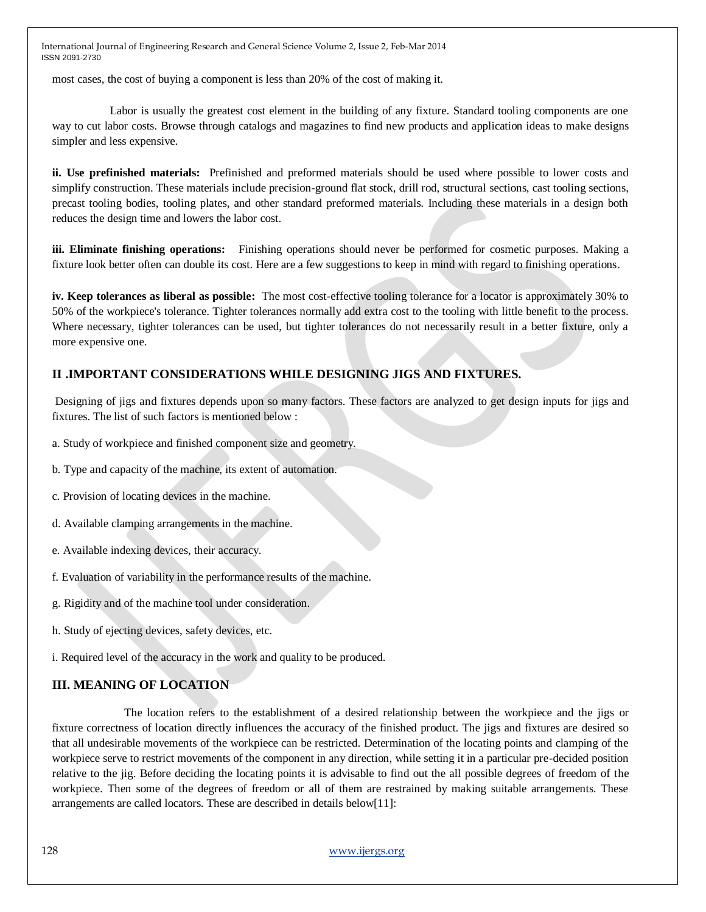most cases, the cost of buying a component is less than 20% of the cost of making it.

Labor is usually the greatest cost element in the building of any fixture. Standard tooling components are one way to cut labor costs. Browse through catalogs and magazines to find new products and application ideas to make designs simpler and less expensive.

**ii. Use prefinished materials:** Prefinished and preformed materials should be used where possible to lower costs and simplify construction. These materials include precision-ground flat stock, drill rod, structural sections, cast tooling sections, precast tooling bodies, tooling plates, and other standard preformed materials. Including these materials in a design both reduces the design time and lowers the labor cost.

**iii. Eliminate finishing operations:** Finishing operations should never be performed for cosmetic purposes. Making a fixture look better often can double its cost. Here are a few suggestions to keep in mind with regard to finishing operations.

**iv. Keep tolerances as liberal as possible:** The most cost-effective tooling tolerance for a locator is approximately 30% to 50% of the workpiece's tolerance. Tighter tolerances normally add extra cost to the tooling with little benefit to the process. Where necessary, tighter tolerances can be used, but tighter tolerances do not necessarily result in a better fixture, only a more expensive one.

## II .IMPORTANT CONSIDERATIONS WHILE DESIGNING JIGS AND FIXTURES.

Designing of jigs and fixtures depends upon so many factors. These factors are analyzed to get design inputs for jigs and fixtures. The list of such factors is mentioned below :

a. Study of workpiece and finished component size and geometry.

b. Type and capacity of the machine, its extent of automation.

c. Provision of locating devices in the machine.

d. Available clamping arrangements in the machine.

e. Available indexing devices, their accuracy.

f. Evaluation of variability in the performance results of the machine.

g. Rigidity and of the machine tool under consideration.

h. Study of ejecting devices, safety devices, etc.

i. Required level of the accuracy in the work and quality to be produced.

## III. MEANING OF LOCATION

The location refers to the establishment of a desired relationship between the workpiece and the jigs or fixture correctness of location directly influences the accuracy of the finished product. The jigs and fixtures are desired so that all undesirable movements of the workpiece can be restricted. Determination of the locating points and clamping of the workpiece serve to restrict movements of the component in any direction, while setting it in a particular pre-decided position relative to the jig. Before deciding the locating points it is advisable to find out the all possible degrees of freedom of the workpiece. Then some of the degrees of freedom or all of them are restrained by making suitable arrangements. These arrangements are called locators. These are described in details below[11]: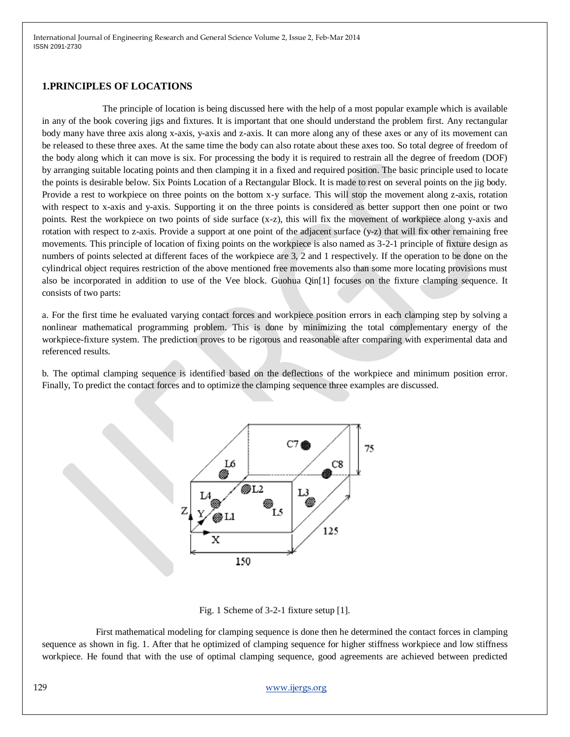## 1.PRINCIPLES OF LOCATIONS

The principle of location is being discussed here with the help of a most popular example which is available in any of the book covering jigs and fixtures. It is important that one should understand the problem first. Any rectangular body many have three axis along x-axis, y-axis and z-axis. It can more along any of these axes or any of its movement can be released to these three axes. At the same time the body can also rotate about these axes too. So total degree of freedom of the body along which it can move is six. For processing the body it is required to restrain all the degree of freedom (DOF) by arranging suitable locating points and then clamping it in a fixed and required position. The basic principle used to locate the points is desirable below. Six Points Location of a Rectangular Block. It is made to rest on several points on the jig body. Provide a rest to workpiece on three points on the bottom x-y surface. This will stop the movement along z-axis, rotation with respect to x-axis and y-axis. Supporting it on the three points is considered as better support then one point or two points. Rest the workpiece on two points of side surface (x-z), this will fix the movement of workpiece along y-axis and rotation with respect to z-axis. Provide a support at one point of the adjacent surface (y-z) that will fix other remaining free movements. This principle of location of fixing points on the workpiece is also named as 3-2-1 principle of fixture design as numbers of points selected at different faces of the workpiece are 3, 2 and 1 respectively. If the operation to be done on the cylindrical object requires restriction of the above mentioned free movements also than some more locating provisions must also be incorporated in addition to use of the Vee block. Guohua Qin[1] focuses on the fixture clamping sequence. It consists of two parts:

a. For the first time he evaluated varying contact forces and workpiece position errors in each clamping step by solving a nonlinear mathematical programming problem. This is done by minimizing the total complementary energy of the workpiece-fixture system. The prediction proves to be rigorous and reasonable after comparing with experimental data and referenced results.

b. The optimal clamping sequence is identified based on the deflections of the workpiece and minimum position error. Finally, To predict the contact forces and to optimize the clamping sequence three examples are discussed.

Fig. 1 Scheme of 3-2-1 fixture setup [1].

First mathematical modeling for clamping sequence is done then he determined the contact forces in clamping sequence as shown in fig. 1. After that he optimized of clamping sequence for higher stiffness workpiece and low stiffness workpiece. He found that with the use of optimal clamping sequence, good agreements are achieved between predicted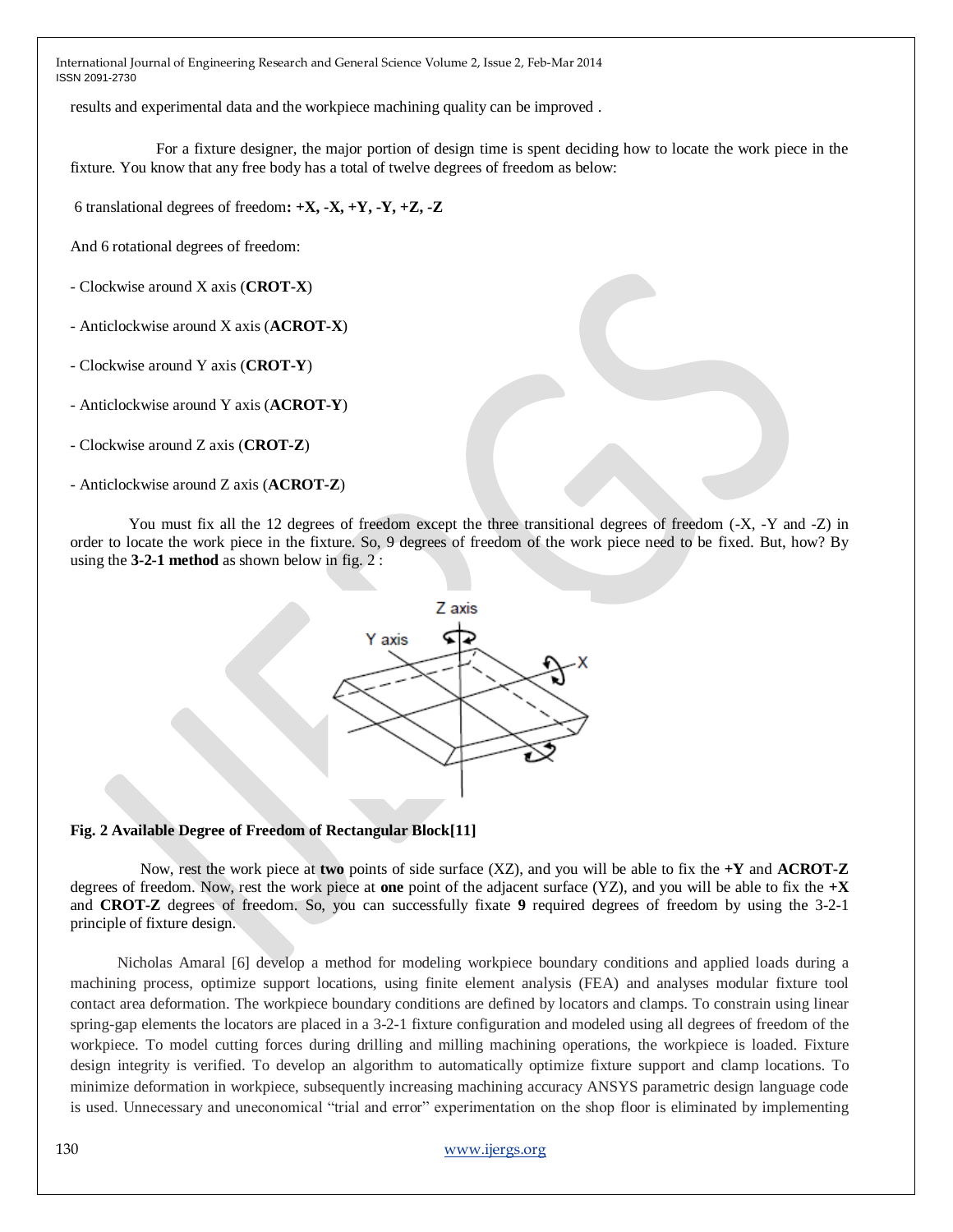results and experimental data and the workpiece machining quality can be improved .

For a fixture designer, the major portion of design time is spent deciding how to locate the work piece in the fixture. You know that any free body has a total of twelve degrees of freedom as below:

6 translational degrees of freedom**: +X, -X, +Y, -Y, +Z, -Z**

And 6 rotational degrees of freedom:

- Clockwise around X axis (**CROT-X**)
- Anticlockwise around X axis (**ACROT-X**)
- Clockwise around Y axis (**CROT-Y**)
- Anticlockwise around Y axis (**ACROT-Y**)
- Clockwise around Z axis (**CROT-Z**)
- Anticlockwise around Z axis (**ACROT-Z**)

You must fix all the 12 degrees of freedom except the three transitional degrees of freedom (-X, -Y and -Z) in order to locate the work piece in the fixture. So, 9 degrees of freedom of the work piece need to be fixed. But, how? By using the **3-2-1 method** as shown below in fig. 2 :

**Fig. 2 Available Degree of Freedom of Rectangular Block[11]**

Now, rest the work piece at **two** points of side surface (XZ), and you will be able to fix the **+Y** and **ACROT-Z** degrees of freedom. Now, rest the work piece at **one** point of the adjacent surface (YZ), and you will be able to fix the **+X** and **CROT-Z** degrees of freedom. So, you can successfully fixate **9** required degrees of freedom by using the 3-2-1 principle of fixture design.

Nicholas Amaral [6] develop a method for modeling workpiece boundary conditions and applied loads during a machining process, optimize support locations, using finite element analysis (FEA) and analyses modular fixture tool contact area deformation. The workpiece boundary conditions are defined by locators and clamps. To constrain using linear spring-gap elements the locators are placed in a 3-2-1 fixture configuration and modeled using all degrees of freedom of the workpiece. To model cutting forces during drilling and milling machining operations, the workpiece is loaded. Fixture design integrity is verified. To develop an algorithm to automatically optimize fixture support and clamp locations. To minimize deformation in workpiece, subsequently increasing machining accuracy ANSYS parametric design language code is used. Unnecessary and uneconomical "trial and error" experimentation on the shop floor is eliminated by implementing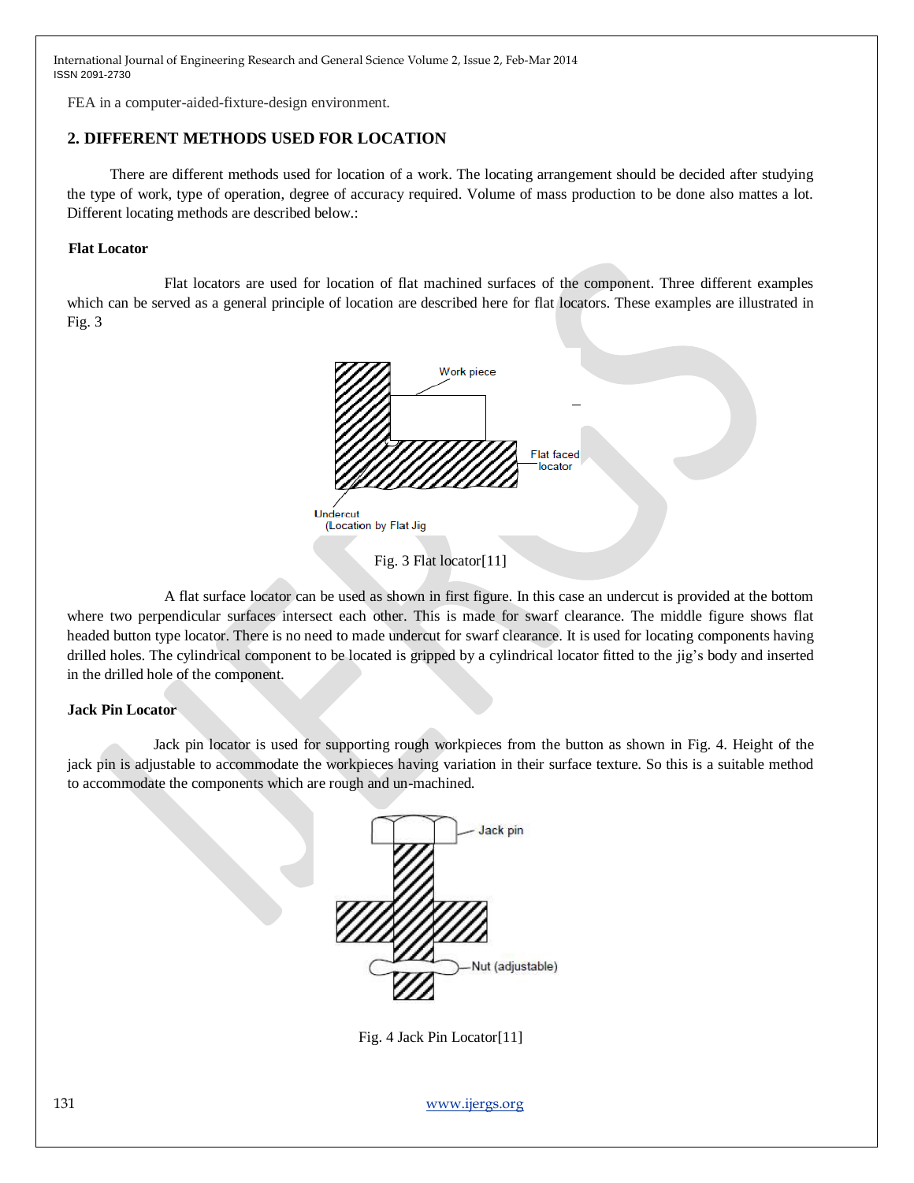FEA in a computer-aided-fixture-design environment.

## 2. DIFFERENT METHODS USED FOR LOCATION

There are different methods used for location of a work. The locating arrangement should be decided after studying the type of work, type of operation, degree of accuracy required. Volume of mass production to be done also mattes a lot. Different locating methods are described below.:

### Flat Locator

Flat locators are used for location of flat machined surfaces of the component. Three different examples which can be served as a general principle of location are described here for flat locators. These examples are illustrated in Fig. 3

Fig. 3 Flat locator[11]

A flat surface locator can be used as shown in first figure. In this case an undercut is provided at the bottom where two perpendicular surfaces intersect each other. This is made for swarf clearance. The middle figure shows flat headed button type locator. There is no need to made undercut for swarf clearance. It is used for locating components having drilled holes. The cylindrical component to be located is gripped by a cylindrical locator fitted to the jig's body and inserted in the drilled hole of the component.

### Jack Pin Locator

Jack pin locator is used for supporting rough workpieces from the button as shown in Fig. 4. Height of the jack pin is adjustable to accommodate the workpieces having variation in their surface texture. So this is a suitable method to accommodate the components which are rough and un-machined.

Fig. 4 Jack Pin Locator[11]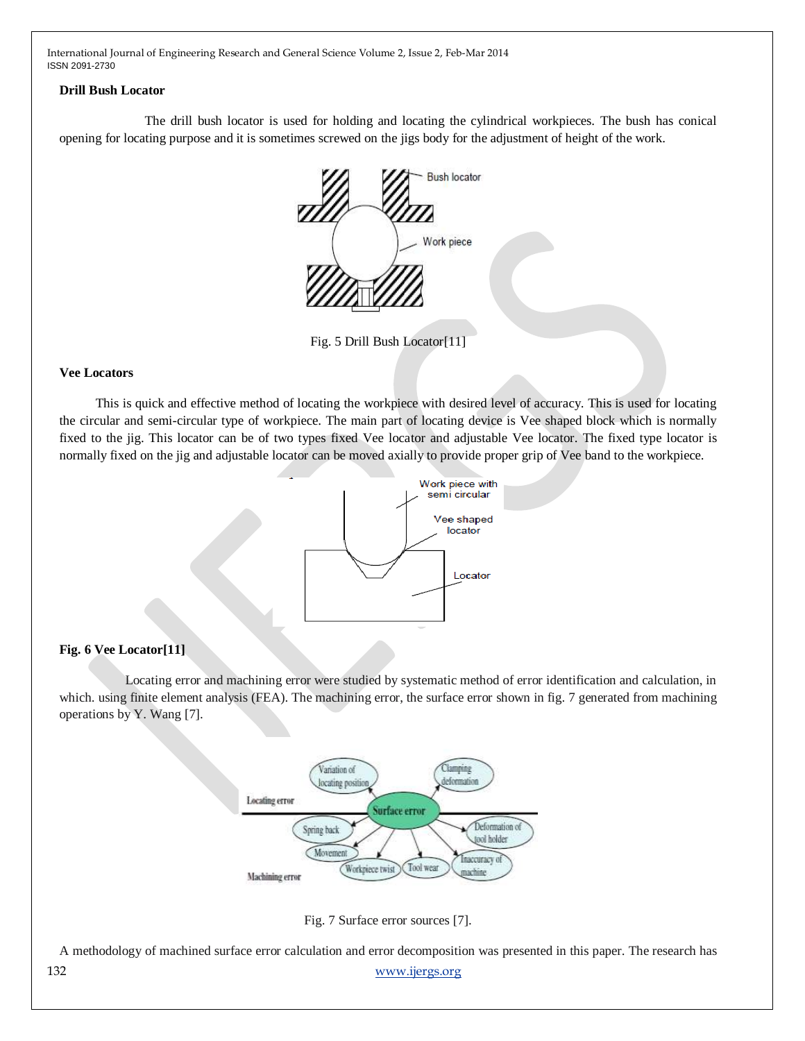**Drill Bush Locator**

The drill bush locator is used for holding and locating the cylindrical workpieces. The bush has conical opening for locating purpose and it is sometimes screwed on the jigs body for the adjustment of height of the work.

Fig. 5 Drill Bush Locator[11]

**Vee Locators**

This is quick and effective method of locating the workpiece with desired level of accuracy. This is used for locating the circular and semi-circular type of workpiece. The main part of locating device is Vee shaped block which is normally fixed to the jig. This locator can be of two types fixed Vee locator and adjustable Vee locator. The fixed type locator is normally fixed on the jig and adjustable locator can be moved axially to provide proper grip of Vee band to the workpiece.

**Fig. 6 Vee Locator[11]**

Locating error and machining error were studied by systematic method of error identification and calculation, in which. using finite element analysis (FEA). The machining error, the surface error shown in fig. 7 generated from machining operations by Y. Wang [7].

Fig. 7 Surface error sources [7].

A methodology of machined surface error calculation and error decomposition was presented in this paper. The research has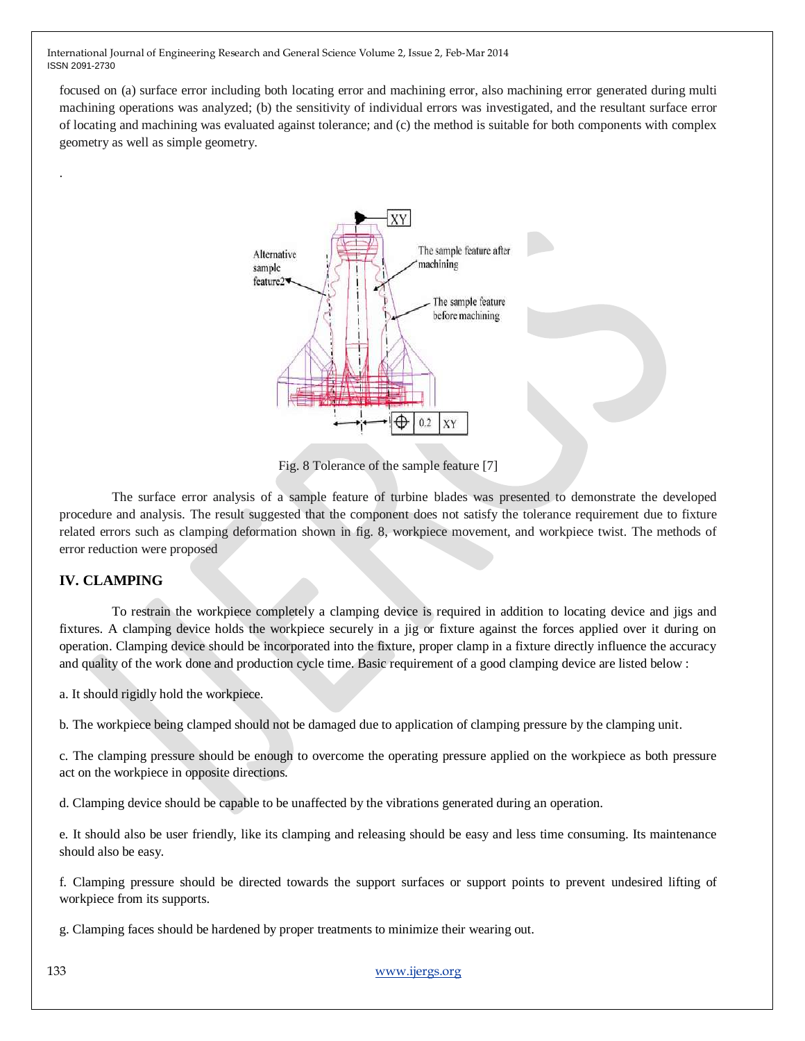focused on (a) surface error including both locating error and machining error, also machining error generated during multi machining operations was analyzed; (b) the sensitivity of individual errors was investigated, and the resultant surface error of locating and machining was evaluated against tolerance; and (c) the method is suitable for both components with complex geometry as well as simple geometry.

.

Fig. 8 Tolerance of the sample feature [7]

The surface error analysis of a sample feature of turbine blades was presented to demonstrate the developed procedure and analysis. The result suggested that the component does not satisfy the tolerance requirement due to fixture related errors such as clamping deformation shown in fig. 8, workpiece movement, and workpiece twist. The methods of error reduction were proposed

## IV. CLAMPING

To restrain the workpiece completely a clamping device is required in addition to locating device and jigs and fixtures. A clamping device holds the workpiece securely in a jig or fixture against the forces applied over it during on operation. Clamping device should be incorporated into the fixture, proper clamp in a fixture directly influence the accuracy and quality of the work done and production cycle time. Basic requirement of a good clamping device are listed below :

a. It should rigidly hold the workpiece.

b. The workpiece being clamped should not be damaged due to application of clamping pressure by the clamping unit.

c. The clamping pressure should be enough to overcome the operating pressure applied on the workpiece as both pressure act on the workpiece in opposite directions.

d. Clamping device should be capable to be unaffected by the vibrations generated during an operation.

e. It should also be user friendly, like its clamping and releasing should be easy and less time consuming. Its maintenance should also be easy.

f. Clamping pressure should be directed towards the support surfaces or support points to prevent undesired lifting of workpiece from its supports.

g. Clamping faces should be hardened by proper treatments to minimize their wearing out.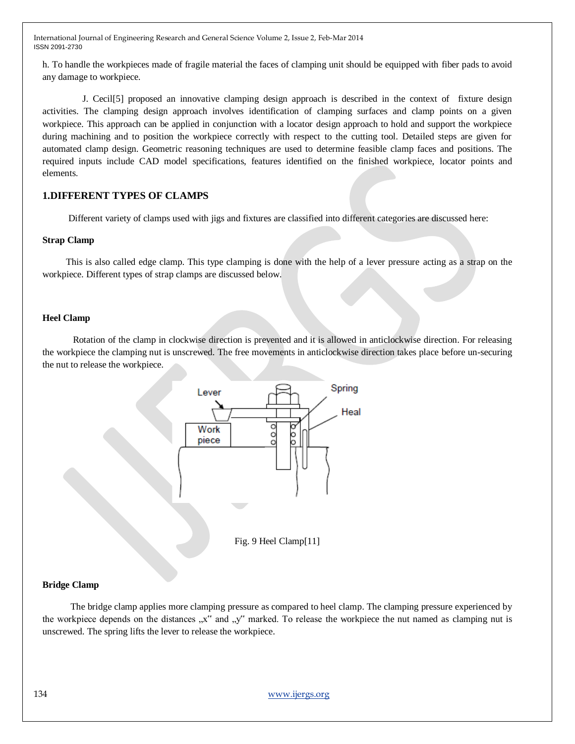h. To handle the workpieces made of fragile material the faces of clamping unit should be equipped with fiber pads to avoid any damage to workpiece.

J. Cecil[5] proposed an innovative clamping design approach is described in the context of fixture design activities. The clamping design approach involves identification of clamping surfaces and clamp points on a given workpiece. This approach can be applied in conjunction with a locator design approach to hold and support the workpiece during machining and to position the workpiece correctly with respect to the cutting tool. Detailed steps are given for automated clamp design. Geometric reasoning techniques are used to determine feasible clamp faces and positions. The required inputs include CAD model specifications, features identified on the finished workpiece, locator points and elements.

## 1.DIFFERENT TYPES OF CLAMPS

Different variety of clamps used with jigs and fixtures are classified into different categories are discussed here:

**Strap Clamp**

This is also called edge clamp. This type clamping is done with the help of a lever pressure acting as a strap on the workpiece. Different types of strap clamps are discussed below.

**Heel Clamp**

Rotation of the clamp in clockwise direction is prevented and it is allowed in anticlockwise direction. For releasing the workpiece the clamping nut is unscrewed. The free movements in anticlockwise direction takes place before un-securing the nut to release the workpiece.

Fig. 9 Heel Clamp[11]

**Bridge Clamp**

The bridge clamp applies more clamping pressure as compared to heel clamp. The clamping pressure experienced by the workpiece depends on the distances „x" and „y" marked. To release the workpiece the nut named as clamping nut is unscrewed. The spring lifts the lever to release the workpiece.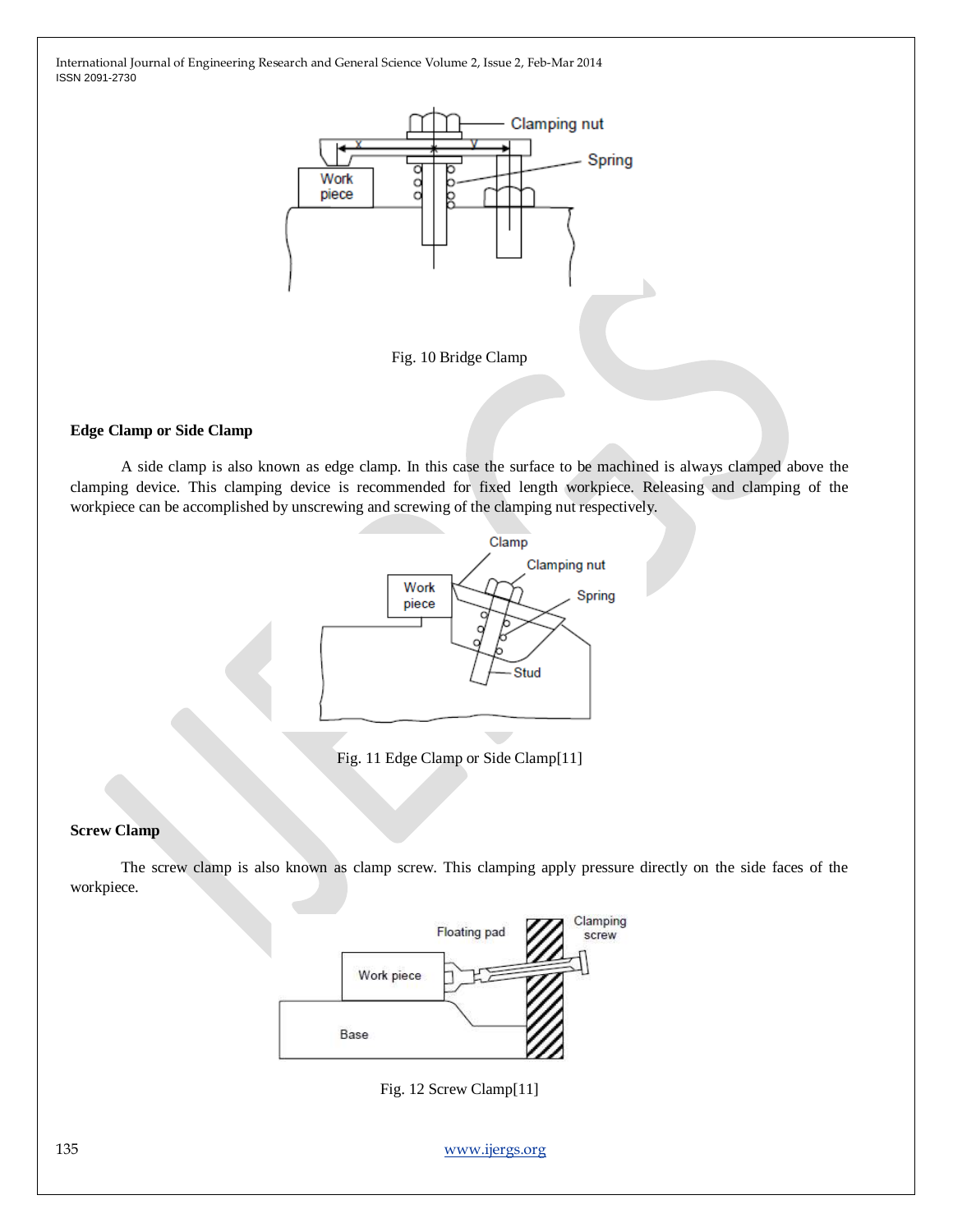Fig. 10 Bridge Clamp

**Edge Clamp or Side Clamp**

A side clamp is also known as edge clamp. In this case the surface to be machined is always clamped above the clamping device. This clamping device is recommended for fixed length workpiece. Releasing and clamping of the workpiece can be accomplished by unscrewing and screwing of the clamping nut respectively.

Fig. 11 Edge Clamp or Side Clamp[11]

**Screw Clamp**

The screw clamp is also known as clamp screw. This clamping apply pressure directly on the side faces of the workpiece.

Fig. 12 Screw Clamp[11]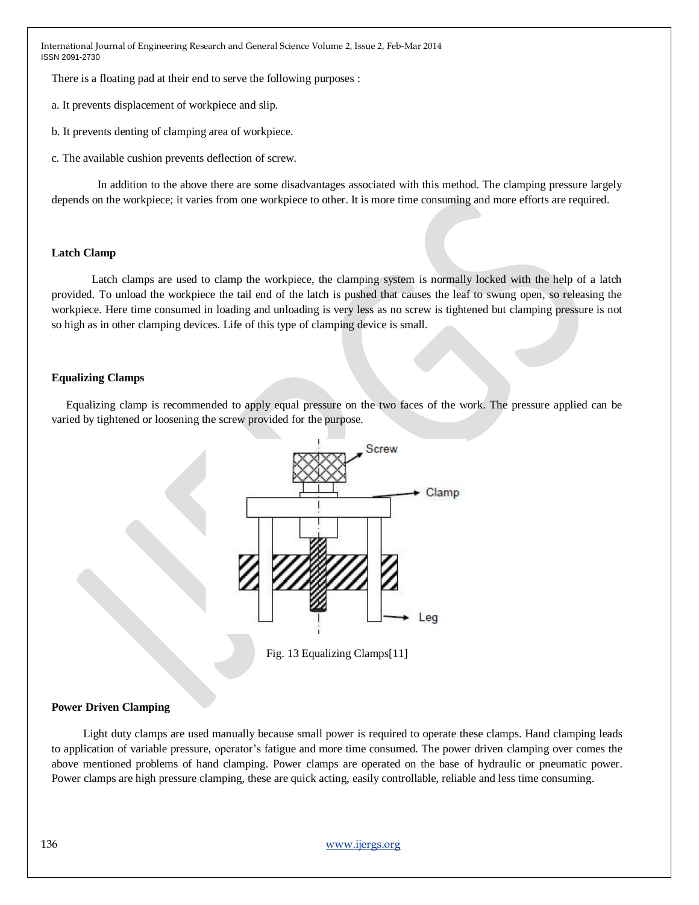There is a floating pad at their end to serve the following purposes :

a. It prevents displacement of workpiece and slip.

b. It prevents denting of clamping area of workpiece.

c. The available cushion prevents deflection of screw.

In addition to the above there are some disadvantages associated with this method. The clamping pressure largely depends on the workpiece; it varies from one workpiece to other. It is more time consuming and more efforts are required.

**Latch Clamp**

Latch clamps are used to clamp the workpiece, the clamping system is normally locked with the help of a latch provided. To unload the workpiece the tail end of the latch is pushed that causes the leaf to swung open, so releasing the workpiece. Here time consumed in loading and unloading is very less as no screw is tightened but clamping pressure is not so high as in other clamping devices. Life of this type of clamping device is small.

**Equalizing Clamps**

Equalizing clamp is recommended to apply equal pressure on the two faces of the work. The pressure applied can be varied by tightened or loosening the screw provided for the purpose.

Fig. 13 Equalizing Clamps[11]

**Power Driven Clamping**

Light duty clamps are used manually because small power is required to operate these clamps. Hand clamping leads to application of variable pressure, operator's fatigue and more time consumed. The power driven clamping over comes the above mentioned problems of hand clamping. Power clamps are operated on the base of hydraulic or pneumatic power. Power clamps are high pressure clamping, these are quick acting, easily controllable, reliable and less time consuming.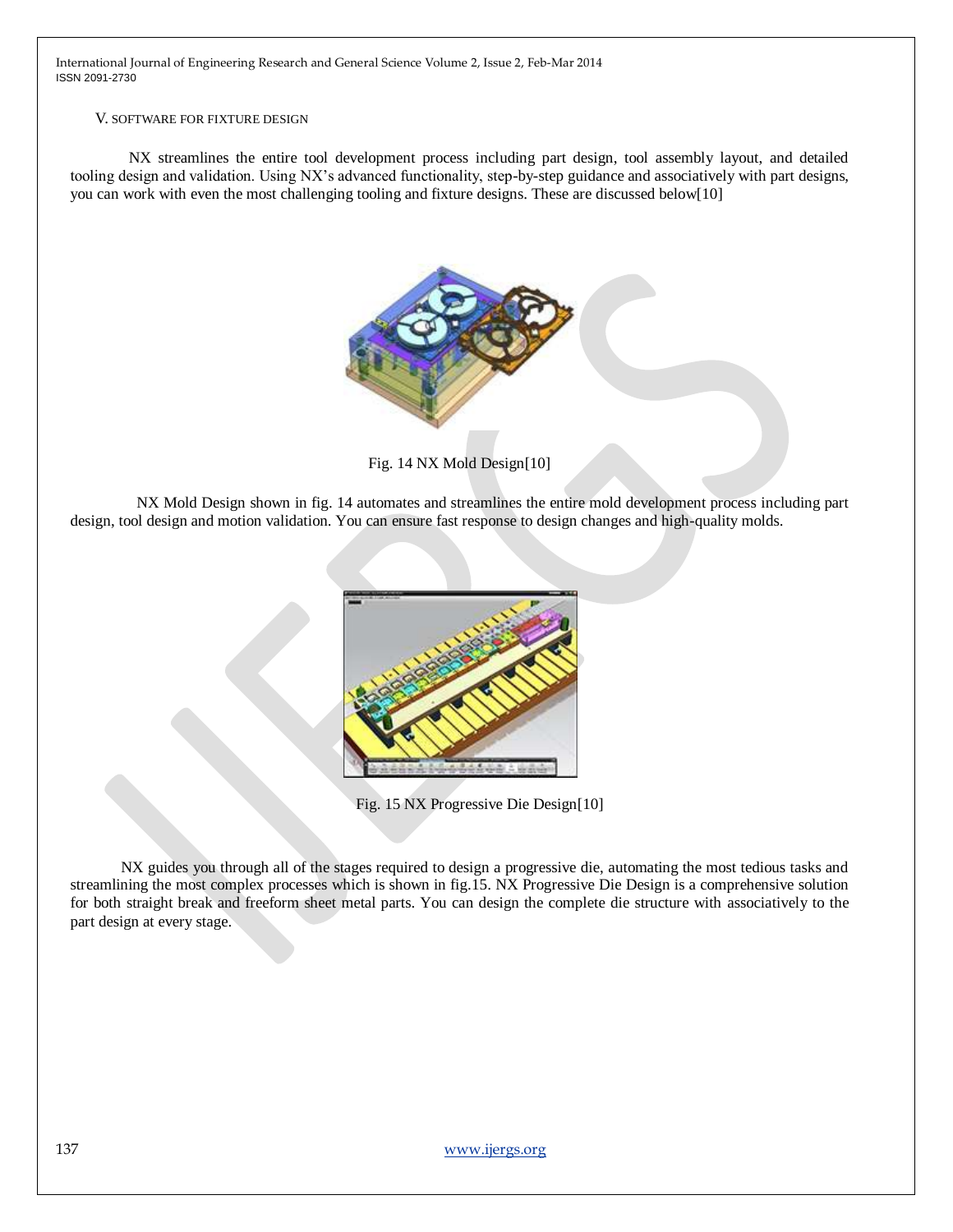## V. SOFTWARE FOR FIXTURE DESIGN

NX streamlines the entire tool development process including part design, tool assembly layout, and detailed tooling design and validation. Using NX's advanced functionality, step-by-step guidance and associatively with part designs, you can work with even the most challenging tooling and fixture designs. These are discussed below[10]

Fig. 14 NX Mold Design[10]

NX Mold Design shown in fig. 14 automates and streamlines the entire mold development process including part design, tool design and motion validation. You can ensure fast response to design changes and high-quality molds.

Fig. 15 NX Progressive Die Design[10]

NX guides you through all of the stages required to design a progressive die, automating the most tedious tasks and streamlining the most complex processes which is shown in fig.15. NX Progressive Die Design is a comprehensive solution for both straight break and freeform sheet metal parts. You can design the complete die structure with associatively to the part design at every stage.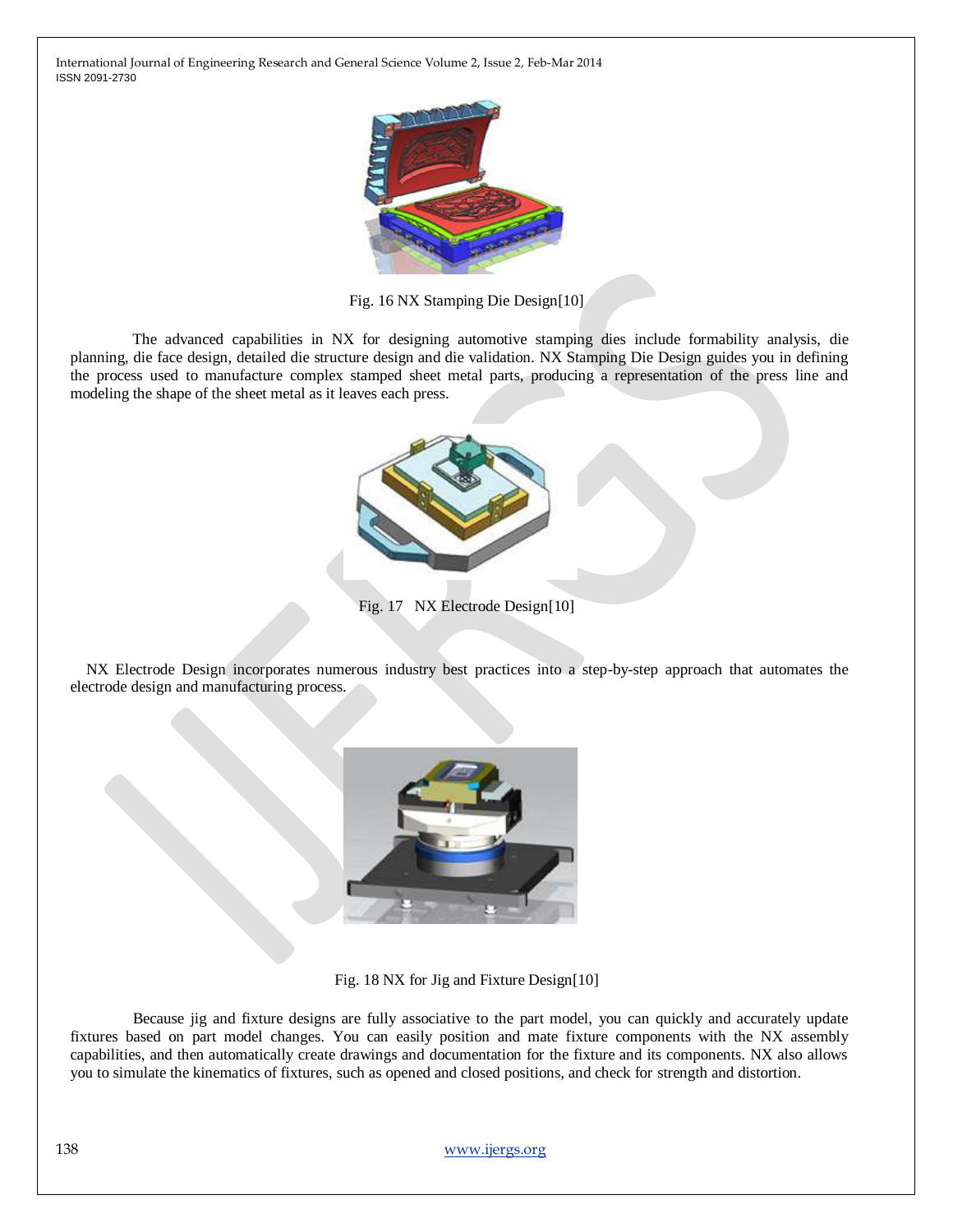Fig. 16 NX Stamping Die Design[10]

The advanced capabilities in NX for designing automotive stamping dies include formability analysis, die planning, die face design, detailed die structure design and die validation. NX Stamping Die Design guides you in defining the process used to manufacture complex stamped sheet metal parts, producing a representation of the press line and modeling the shape of the sheet metal as it leaves each press.

Fig. 17 NX Electrode Design[10]

NX Electrode Design incorporates numerous industry best practices into a step-by-step approach that automates the electrode design and manufacturing process.

Fig. 18 NX for Jig and Fixture Design[10]

Because jig and fixture designs are fully associative to the part model, you can quickly and accurately update fixtures based on part model changes. You can easily position and mate fixture components with the NX assembly capabilities, and then automatically create drawings and documentation for the fixture and its components. NX also allows you to simulate the kinematics of fixtures, such as opened and closed positions, and check for strength and distortion.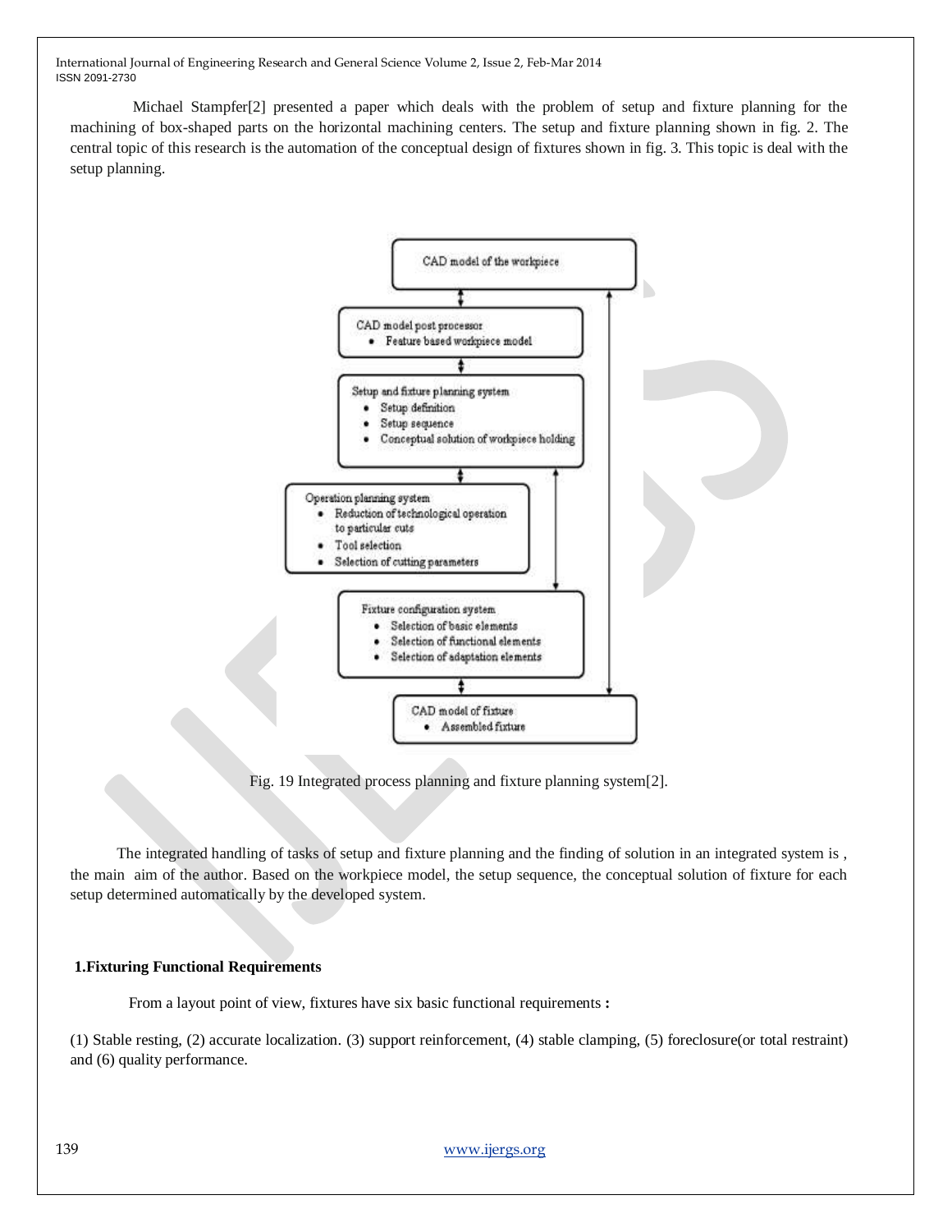Michael Stampfer[2] presented a paper which deals with the problem of setup and fixture planning for the machining of box-shaped parts on the horizontal machining centers. The setup and fixture planning shown in fig. 2. The central topic of this research is the automation of the conceptual design of fixtures shown in fig. 3. This topic is deal with the setup planning.

CAD model of the workpiece

CAD model post processor
- Feature based workpiece model

Setup and fixture planning system
- Setup definition
- Setup sequence
- Conceptual solution of workpiece holding

Operation planning system
- Reduction of technological operation to particular cuts
- Tool selection
- Selection of cutting parameters

Fixture configuration system
- Selection of basic elements
- Selection of functional elements
- Selection of adaptation elements

CAD model of fixture
- Assembled fixture

Fig. 19 Integrated process planning and fixture planning system[2].

The integrated handling of tasks of setup and fixture planning and the finding of solution in an integrated system is , the main aim of the author. Based on the workpiece model, the setup sequence, the conceptual solution of fixture for each setup determined automatically by the developed system.

## 1.Fixturing Functional Requirements

From a layout point of view, fixtures have six basic functional requirements **:**

(1) Stable resting, (2) accurate localization. (3) support reinforcement, (4) stable clamping, (5) foreclosure(or total restraint) and (6) quality performance.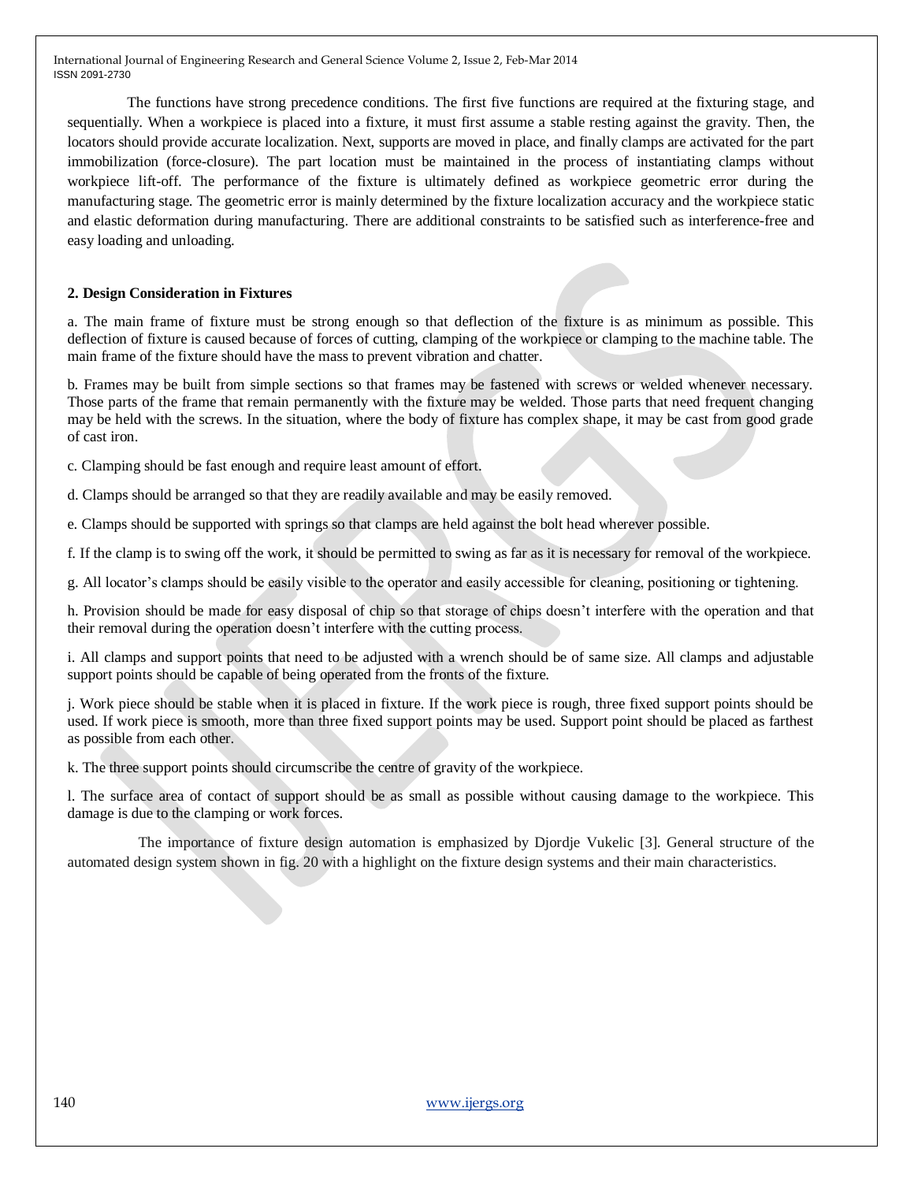The functions have strong precedence conditions. The first five functions are required at the fixturing stage, and sequentially. When a workpiece is placed into a fixture, it must first assume a stable resting against the gravity. Then, the locators should provide accurate localization. Next, supports are moved in place, and finally clamps are activated for the part immobilization (force-closure). The part location must be maintained in the process of instantiating clamps without workpiece lift-off. The performance of the fixture is ultimately defined as workpiece geometric error during the manufacturing stage. The geometric error is mainly determined by the fixture localization accuracy and the workpiece static and elastic deformation during manufacturing. There are additional constraints to be satisfied such as interference-free and easy loading and unloading.

**2. Design Consideration in Fixtures**

a. The main frame of fixture must be strong enough so that deflection of the fixture is as minimum as possible. This deflection of fixture is caused because of forces of cutting, clamping of the workpiece or clamping to the machine table. The main frame of the fixture should have the mass to prevent vibration and chatter.

b. Frames may be built from simple sections so that frames may be fastened with screws or welded whenever necessary. Those parts of the frame that remain permanently with the fixture may be welded. Those parts that need frequent changing may be held with the screws. In the situation, where the body of fixture has complex shape, it may be cast from good grade of cast iron.

c. Clamping should be fast enough and require least amount of effort.

d. Clamps should be arranged so that they are readily available and may be easily removed.

e. Clamps should be supported with springs so that clamps are held against the bolt head wherever possible.

f. If the clamp is to swing off the work, it should be permitted to swing as far as it is necessary for removal of the workpiece.

g. All locator's clamps should be easily visible to the operator and easily accessible for cleaning, positioning or tightening.

h. Provision should be made for easy disposal of chip so that storage of chips doesn't interfere with the operation and that their removal during the operation doesn't interfere with the cutting process.

i. All clamps and support points that need to be adjusted with a wrench should be of same size. All clamps and adjustable support points should be capable of being operated from the fronts of the fixture.

j. Work piece should be stable when it is placed in fixture. If the work piece is rough, three fixed support points should be used. If work piece is smooth, more than three fixed support points may be used. Support point should be placed as farthest as possible from each other.

k. The three support points should circumscribe the centre of gravity of the workpiece.

l. The surface area of contact of support should be as small as possible without causing damage to the workpiece. This damage is due to the clamping or work forces.

The importance of fixture design automation is emphasized by Djordje Vukelic [3]. General structure of the automated design system shown in fig. 20 with a highlight on the fixture design systems and their main characteristics.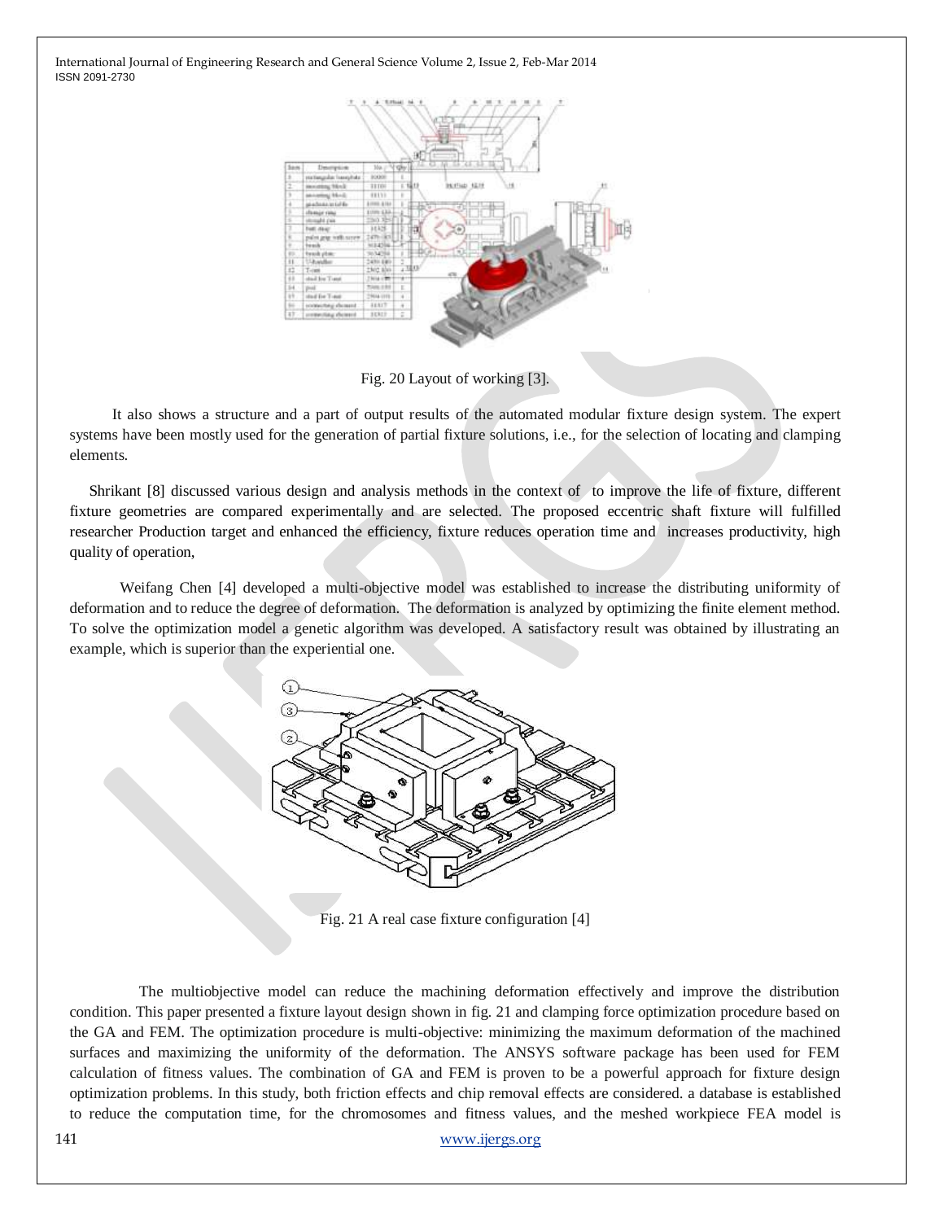Fig. 20 Layout of working [3].

It also shows a structure and a part of output results of the automated modular fixture design system. The expert systems have been mostly used for the generation of partial fixture solutions, i.e., for the selection of locating and clamping elements.

Shrikant [8] discussed various design and analysis methods in the context of to improve the life of fixture, different fixture geometries are compared experimentally and are selected. The proposed eccentric shaft fixture will fulfilled researcher Production target and enhanced the efficiency, fixture reduces operation time and increases productivity, high quality of operation,

Weifang Chen [4] developed a multi-objective model was established to increase the distributing uniformity of deformation and to reduce the degree of deformation. The deformation is analyzed by optimizing the finite element method. To solve the optimization model a genetic algorithm was developed. A satisfactory result was obtained by illustrating an example, which is superior than the experiential one.

Fig. 21 A real case fixture configuration [4]

The multiobjective model can reduce the machining deformation effectively and improve the distribution condition. This paper presented a fixture layout design shown in fig. 21 and clamping force optimization procedure based on the GA and FEM. The optimization procedure is multi-objective: minimizing the maximum deformation of the machined surfaces and maximizing the uniformity of the deformation. The ANSYS software package has been used for FEM calculation of fitness values. The combination of GA and FEM is proven to be a powerful approach for fixture design optimization problems. In this study, both friction effects and chip removal effects are considered. a database is established to reduce the computation time, for the chromosomes and fitness values, and the meshed workpiece FEA model is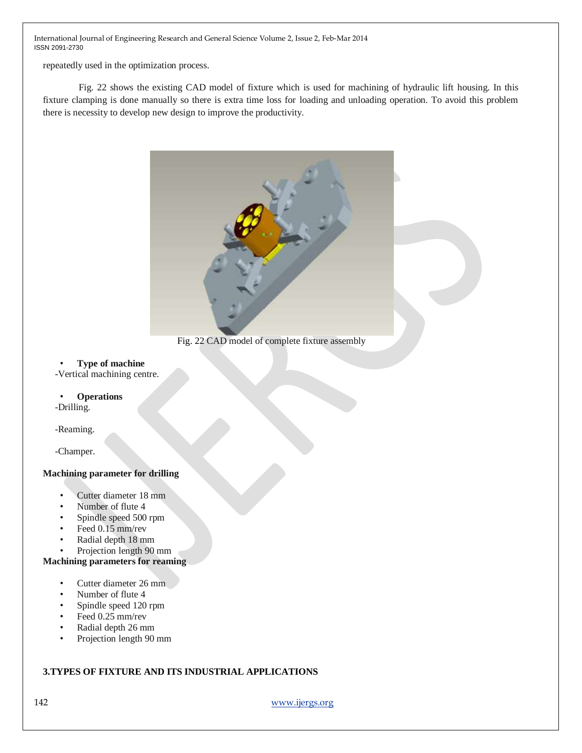repeatedly used in the optimization process.

Fig. 22 shows the existing CAD model of fixture which is used for machining of hydraulic lift housing. In this fixture clamping is done manually so there is extra time loss for loading and unloading operation. To avoid this problem there is necessity to develop new design to improve the productivity.

Fig. 22 CAD model of complete fixture assembly

- **Type of machine**

-Vertical machining centre.

- **Operations**

-Drilling.

-Reaming.

-Champer.

**Machining parameter for drilling**

- Cutter diameter 18 mm
- Number of flute 4
- Spindle speed 500 rpm
- Feed 0.15 mm/rev
- Radial depth 18 mm
- Projection length 90 mm

**Machining parameters for reaming**

- Cutter diameter 26 mm
- Number of flute 4
- Spindle speed 120 rpm
- Feed 0.25 mm/rev
- Radial depth 26 mm
- Projection length 90 mm

## 3.TYPES OF FIXTURE AND ITS INDUSTRIAL APPLICATIONS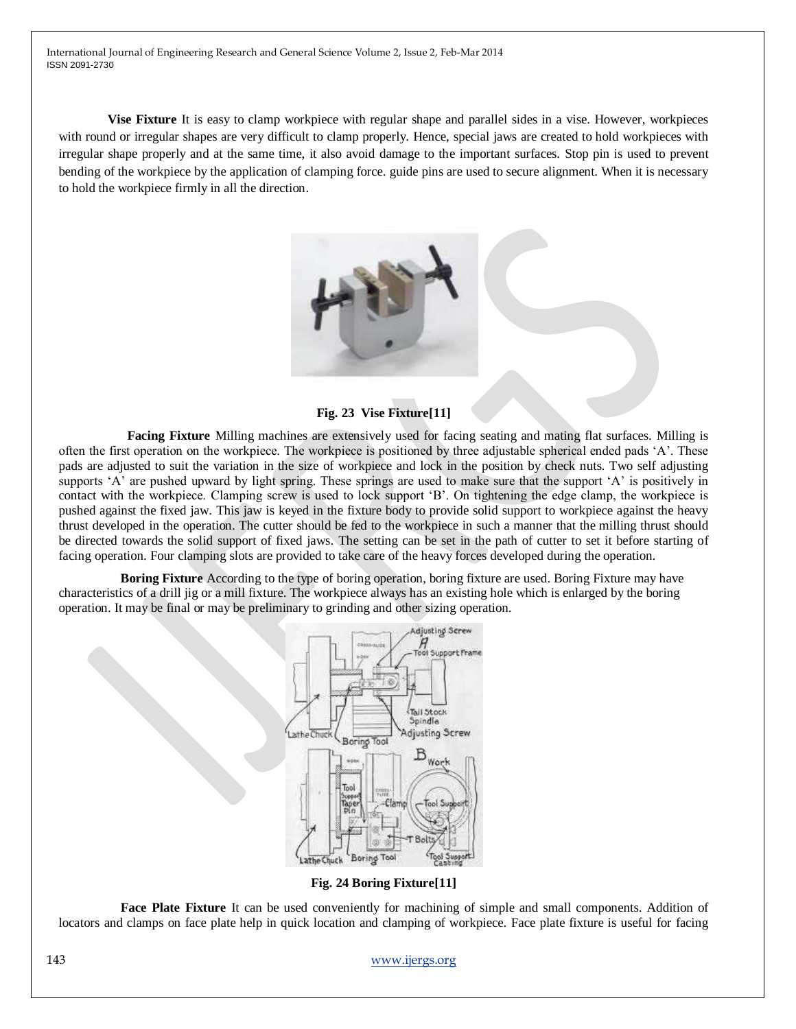**Vise Fixture** It is easy to clamp workpiece with regular shape and parallel sides in a vise. However, workpieces with round or irregular shapes are very difficult to clamp properly. Hence, special jaws are created to hold workpieces with irregular shape properly and at the same time, it also avoid damage to the important surfaces. Stop pin is used to prevent bending of the workpiece by the application of clamping force. guide pins are used to secure alignment. When it is necessary to hold the workpiece firmly in all the direction.

**Fig. 23 Vise Fixture[11]**

**Facing Fixture** Milling machines are extensively used for facing seating and mating flat surfaces. Milling is often the first operation on the workpiece. The workpiece is positioned by three adjustable spherical ended pads 'A'. These pads are adjusted to suit the variation in the size of workpiece and lock in the position by check nuts. Two self adjusting supports 'A' are pushed upward by light spring. These springs are used to make sure that the support 'A' is positively in contact with the workpiece. Clamping screw is used to lock support 'B'. On tightening the edge clamp, the workpiece is pushed against the fixed jaw. This jaw is keyed in the fixture body to provide solid support to workpiece against the heavy thrust developed in the operation. The cutter should be fed to the workpiece in such a manner that the milling thrust should be directed towards the solid support of fixed jaws. The setting can be set in the path of cutter to set it before starting of facing operation. Four clamping slots are provided to take care of the heavy forces developed during the operation.

**Boring Fixture** According to the type of boring operation, boring fixture are used. Boring Fixture may have characteristics of a drill jig or a mill fixture. The workpiece always has an existing hole which is enlarged by the boring operation. It may be final or may be preliminary to grinding and other sizing operation.

**Fig. 24 Boring Fixture[11]**

**Face Plate Fixture** It can be used conveniently for machining of simple and small components. Addition of locators and clamps on face plate help in quick location and clamping of workpiece. Face plate fixture is useful for facing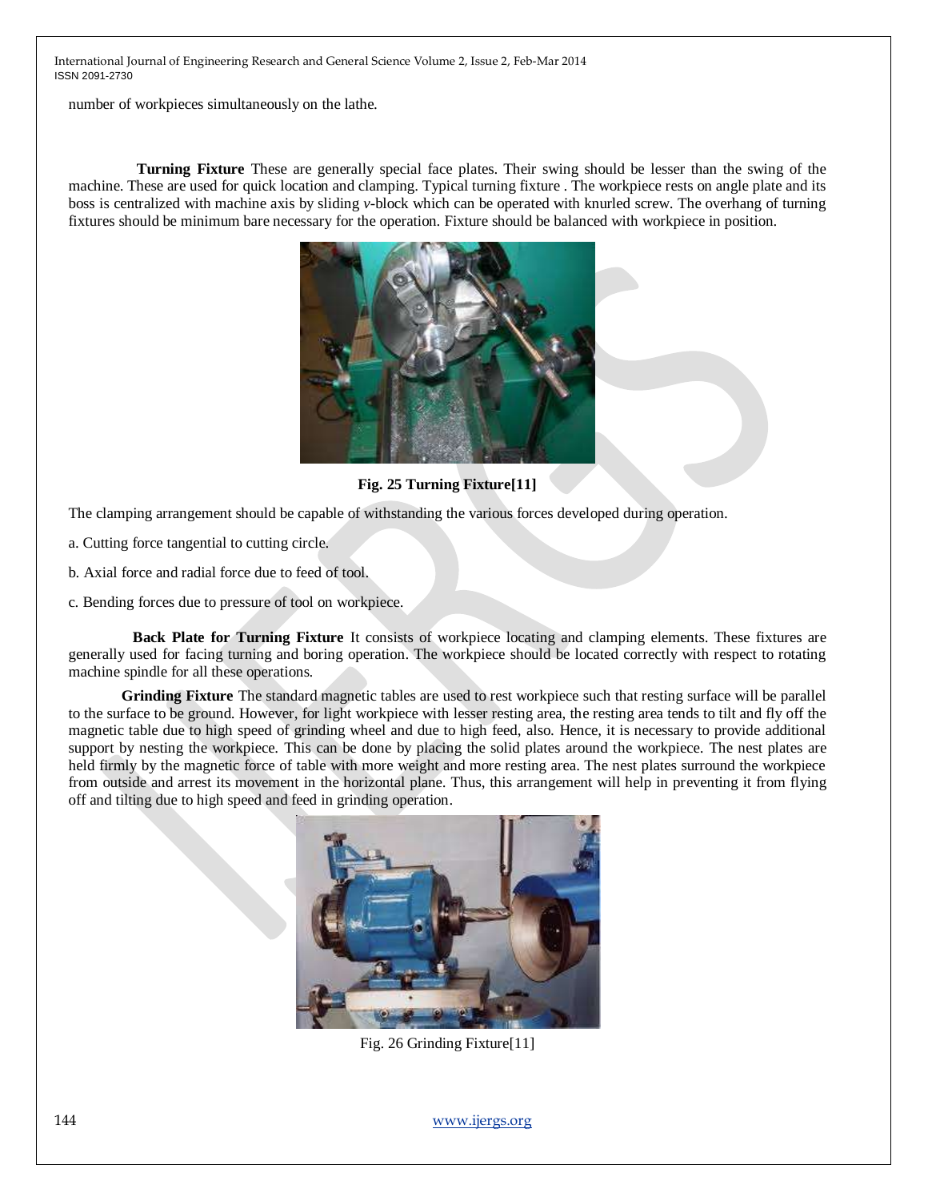number of workpieces simultaneously on the lathe.

**Turning Fixture** These are generally special face plates. Their swing should be lesser than the swing of the machine. These are used for quick location and clamping. Typical turning fixture . The workpiece rests on angle plate and its boss is centralized with machine axis by sliding *v*-block which can be operated with knurled screw. The overhang of turning fixtures should be minimum bare necessary for the operation. Fixture should be balanced with workpiece in position.

**Fig. 25 Turning Fixture[11]**

The clamping arrangement should be capable of withstanding the various forces developed during operation.

a. Cutting force tangential to cutting circle.

b. Axial force and radial force due to feed of tool.

c. Bending forces due to pressure of tool on workpiece.

**Back Plate for Turning Fixture** It consists of workpiece locating and clamping elements. These fixtures are generally used for facing turning and boring operation. The workpiece should be located correctly with respect to rotating machine spindle for all these operations.

**Grinding Fixture** The standard magnetic tables are used to rest workpiece such that resting surface will be parallel to the surface to be ground. However, for light workpiece with lesser resting area, the resting area tends to tilt and fly off the magnetic table due to high speed of grinding wheel and due to high feed, also. Hence, it is necessary to provide additional support by nesting the workpiece. This can be done by placing the solid plates around the workpiece. The nest plates are held firmly by the magnetic force of table with more weight and more resting area. The nest plates surround the workpiece from outside and arrest its movement in the horizontal plane. Thus, this arrangement will help in preventing it from flying off and tilting due to high speed and feed in grinding operation.

Fig. 26 Grinding Fixture[11]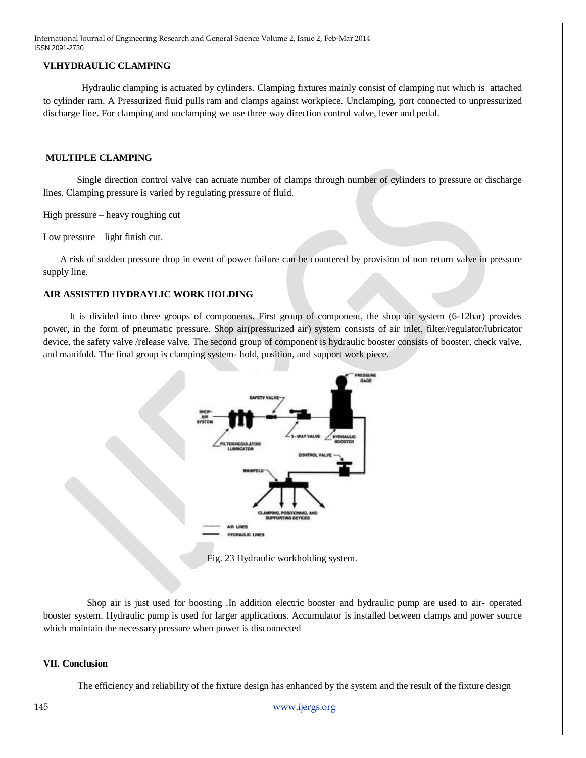## VI.HYDRAULIC CLAMPING

Hydraulic clamping is actuated by cylinders. Clamping fixtures mainly consist of clamping nut which is attached to cylinder ram. A Pressurized fluid pulls ram and clamps against workpiece. Unclamping, port connected to unpressurized discharge line. For clamping and unclamping we use three way direction control valve, lever and pedal.

### MULTIPLE CLAMPING

Single direction control valve can actuate number of clamps through number of cylinders to pressure or discharge lines. Clamping pressure is varied by regulating pressure of fluid.

High pressure – heavy roughing cut

Low pressure – light finish cut.

A risk of sudden pressure drop in event of power failure can be countered by provision of non return valve in pressure supply line.

### AIR ASSISTED HYDRAYLIC WORK HOLDING

It is divided into three groups of components. First group of component, the shop air system (6-12bar) provides power, in the form of pneumatic pressure. Shop air(pressurized air) system consists of air inlet, filter/regulator/lubricator device, the safety valve /release valve. The second group of component is hydraulic booster consists of booster, check valve, and manifold. The final group is clamping system- hold, position, and support work piece.

Fig. 23 Hydraulic workholding system.

Shop air is just used for boosting .In addition electric booster and hydraulic pump are used to air- operated booster system. Hydraulic pump is used for larger applications. Accumulator is installed between clamps and power source which maintain the necessary pressure when power is disconnected

## VII. Conclusion

The efficiency and reliability of the fixture design has enhanced by the system and the result of the fixture design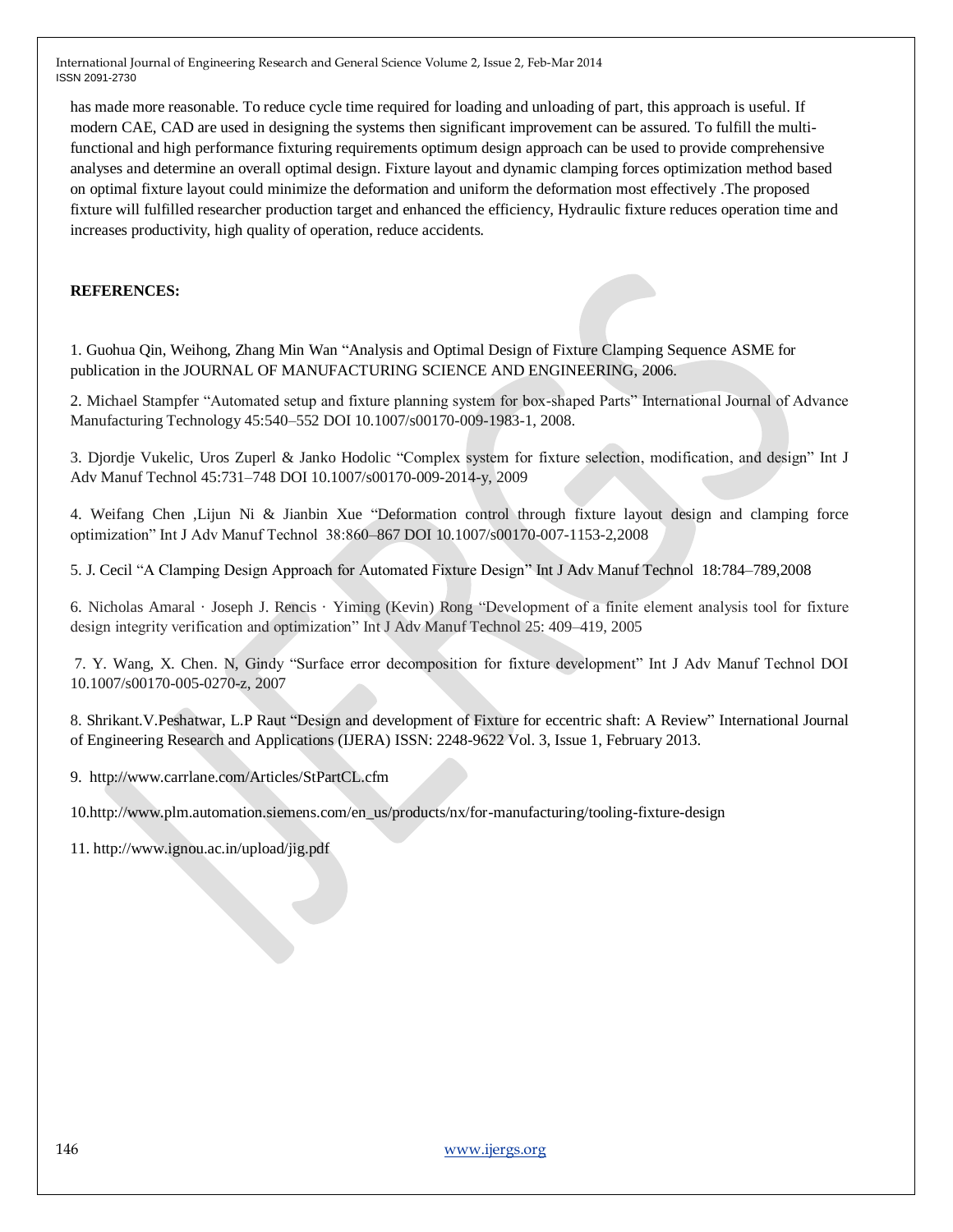has made more reasonable. To reduce cycle time required for loading and unloading of part, this approach is useful. If modern CAE, CAD are used in designing the systems then significant improvement can be assured. To fulfill the multi-functional and high performance fixturing requirements optimum design approach can be used to provide comprehensive analyses and determine an overall optimal design. Fixture layout and dynamic clamping forces optimization method based on optimal fixture layout could minimize the deformation and uniform the deformation most effectively .The proposed fixture will fulfilled researcher production target and enhanced the efficiency, Hydraulic fixture reduces operation time and increases productivity, high quality of operation, reduce accidents.

**REFERENCES:**

1. Guohua Qin, Weihong, Zhang Min Wan "Analysis and Optimal Design of Fixture Clamping Sequence ASME for publication in the JOURNAL OF MANUFACTURING SCIENCE AND ENGINEERING, 2006.

2. Michael Stampfer "Automated setup and fixture planning system for box-shaped Parts" International Journal of Advance Manufacturing Technology 45:540–552 DOI 10.1007/s00170-009-1983-1, 2008.

3. Djordje Vukelic, Uros Zuperl & Janko Hodolic "Complex system for fixture selection, modification, and design" Int J Adv Manuf Technol 45:731–748 DOI 10.1007/s00170-009-2014-y, 2009

4. Weifang Chen ,Lijun Ni & Jianbin Xue "Deformation control through fixture layout design and clamping force optimization" Int J Adv Manuf Technol 38:860–867 DOI 10.1007/s00170-007-1153-2,2008

5. J. Cecil "A Clamping Design Approach for Automated Fixture Design" Int J Adv Manuf Technol 18:784–789,2008

6. Nicholas Amaral · Joseph J. Rencis · Yiming (Kevin) Rong "Development of a finite element analysis tool for fixture design integrity verification and optimization" Int J Adv Manuf Technol 25: 409–419, 2005

7. Y. Wang, X. Chen. N, Gindy "Surface error decomposition for fixture development" Int J Adv Manuf Technol DOI 10.1007/s00170-005-0270-z, 2007

8. Shrikant.V.Peshatwar, L.P Raut "Design and development of Fixture for eccentric shaft: A Review" International Journal of Engineering Research and Applications (IJERA) ISSN: 2248-9622 Vol. 3, Issue 1, February 2013.

9. http://www.carrlane.com/Articles/StPartCL.cfm

10.http://www.plm.automation.siemens.com/en_us/products/nx/for-manufacturing/tooling-fixture-design

11. http://www.ignou.ac.in/upload/jig.pdf